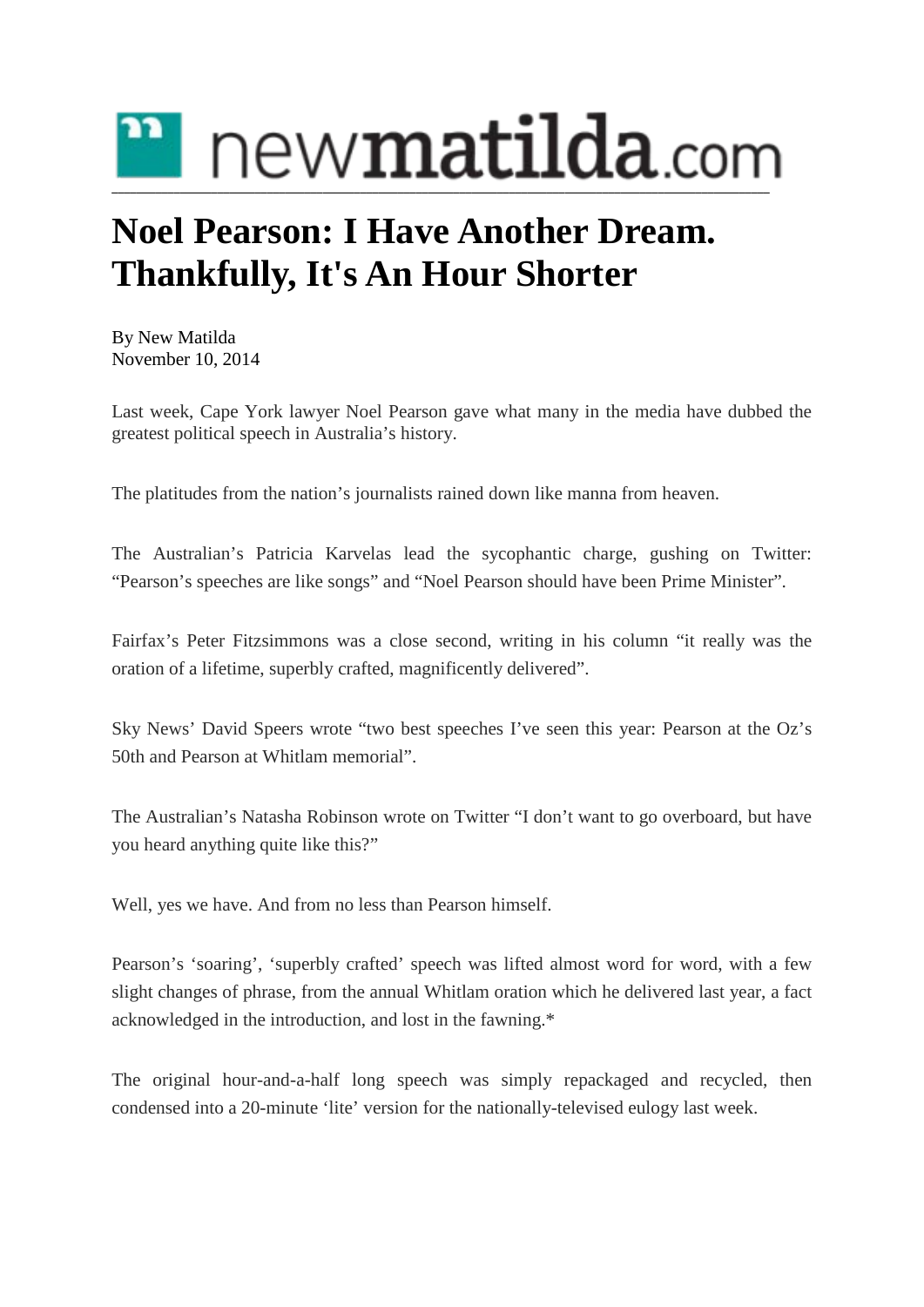newmatilda.com

# Noel Pearson: I Have Another Dream. Thankfully, It's An Hour Shorter

By New Matilda
November 10, 2014

Last week, Cape York lawyer Noel Pearson gave what many in the media have dubbed the greatest political speech in Australia's history.

The platitudes from the nation's journalists rained down like manna from heaven.

The Australian's Patricia Karvelas lead the sycophantic charge, gushing on Twitter: "Pearson's speeches are like songs" and "Noel Pearson should have been Prime Minister".

Fairfax's Peter Fitzsimmons was a close second, writing in his column "it really was the oration of a lifetime, superbly crafted, magnificently delivered".

Sky News' David Speers wrote "two best speeches I've seen this year: Pearson at the Oz's 50th and Pearson at Whitlam memorial".

The Australian's Natasha Robinson wrote on Twitter "I don't want to go overboard, but have you heard anything quite like this?"

Well, yes we have. And from no less than Pearson himself.

Pearson's 'soaring', 'superbly crafted' speech was lifted almost word for word, with a few slight changes of phrase, from the annual Whitlam oration which he delivered last year, a fact acknowledged in the introduction, and lost in the fawning.*

The original hour-and-a-half long speech was simply repackaged and recycled, then condensed into a 20-minute 'lite' version for the nationally-televised eulogy last week.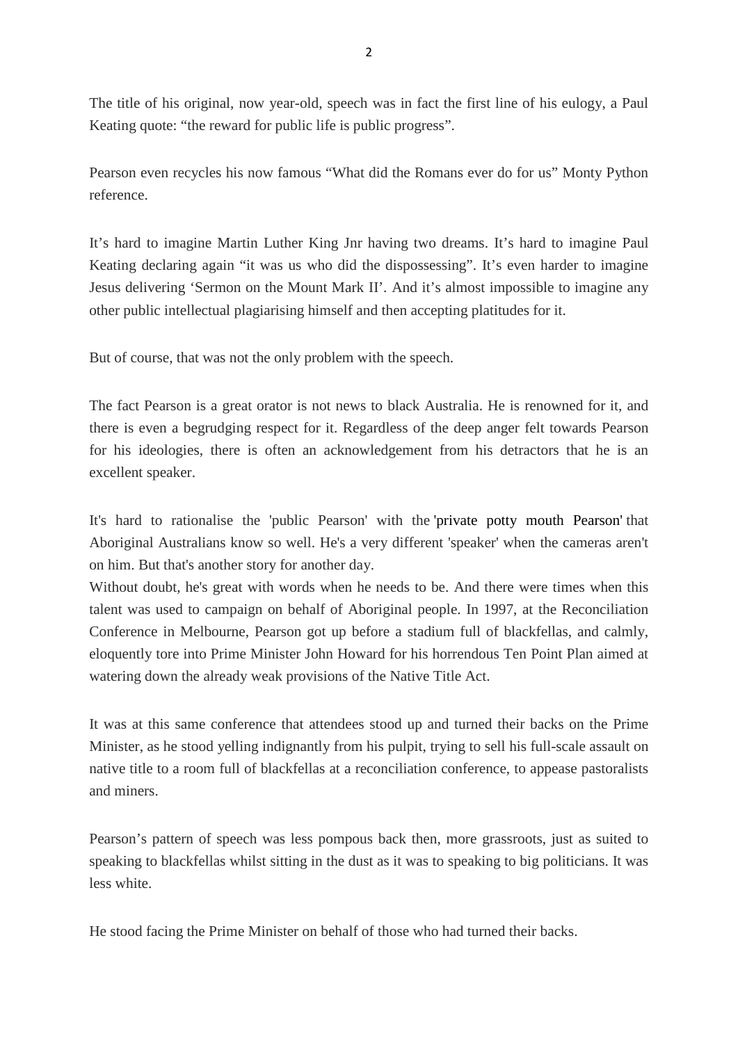The title of his original, now year-old, speech was in fact the first line of his eulogy, a Paul Keating quote: “the reward for public life is public progress”.

Pearson even recycles his now famous “What did the Romans ever do for us” Monty Python reference.

It’s hard to imagine Martin Luther King Jnr having two dreams. It’s hard to imagine Paul Keating declaring again “it was us who did the dispossessing”. It’s even harder to imagine Jesus delivering ‘Sermon on the Mount Mark II’. And it’s almost impossible to imagine any other public intellectual plagiarising himself and then accepting platitudes for it.

But of course, that was not the only problem with the speech.

The fact Pearson is a great orator is not news to black Australia. He is renowned for it, and there is even a begrudging respect for it. Regardless of the deep anger felt towards Pearson for his ideologies, there is often an acknowledgement from his detractors that he is an excellent speaker.

It's hard to rationalise the 'public Pearson' with the 'private potty mouth Pearson' that Aboriginal Australians know so well. He's a very different 'speaker' when the cameras aren't on him. But that's another story for another day.

Without doubt, he's great with words when he needs to be. And there were times when this talent was used to campaign on behalf of Aboriginal people. In 1997, at the Reconciliation Conference in Melbourne, Pearson got up before a stadium full of blackfellas, and calmly, eloquently tore into Prime Minister John Howard for his horrendous Ten Point Plan aimed at watering down the already weak provisions of the Native Title Act.

It was at this same conference that attendees stood up and turned their backs on the Prime Minister, as he stood yelling indignantly from his pulpit, trying to sell his full-scale assault on native title to a room full of blackfellas at a reconciliation conference, to appease pastoralists and miners.

Pearson’s pattern of speech was less pompous back then, more grassroots, just as suited to speaking to blackfellas whilst sitting in the dust as it was to speaking to big politicians. It was less white.

He stood facing the Prime Minister on behalf of those who had turned their backs.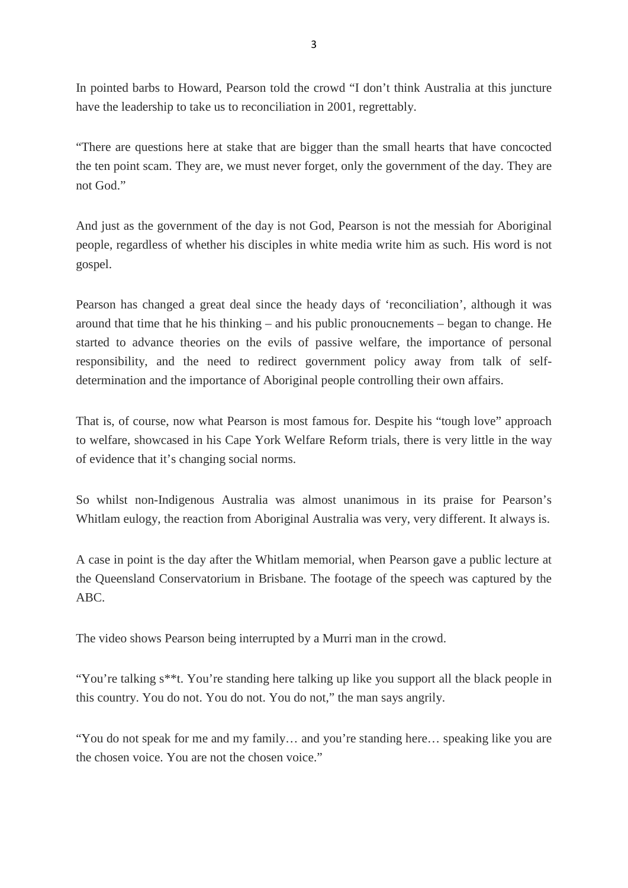In pointed barbs to Howard, Pearson told the crowd "I don't think Australia at this juncture have the leadership to take us to reconciliation in 2001, regrettably.

"There are questions here at stake that are bigger than the small hearts that have concocted the ten point scam. They are, we must never forget, only the government of the day. They are not God."

And just as the government of the day is not God, Pearson is not the messiah for Aboriginal people, regardless of whether his disciples in white media write him as such. His word is not gospel.

Pearson has changed a great deal since the heady days of 'reconciliation', although it was around that time that he his thinking – and his public pronoucnements – began to change. He started to advance theories on the evils of passive welfare, the importance of personal responsibility, and the need to redirect government policy away from talk of self-determination and the importance of Aboriginal people controlling their own affairs.

That is, of course, now what Pearson is most famous for. Despite his "tough love" approach to welfare, showcased in his Cape York Welfare Reform trials, there is very little in the way of evidence that it's changing social norms.

So whilst non-Indigenous Australia was almost unanimous in its praise for Pearson's Whitlam eulogy, the reaction from Aboriginal Australia was very, very different. It always is.

A case in point is the day after the Whitlam memorial, when Pearson gave a public lecture at the Queensland Conservatorium in Brisbane. The footage of the speech was captured by the ABC.

The video shows Pearson being interrupted by a Murri man in the crowd.

"You're talking s**t. You're standing here talking up like you support all the black people in this country. You do not. You do not. You do not," the man says angrily.

"You do not speak for me and my family… and you're standing here… speaking like you are the chosen voice. You are not the chosen voice."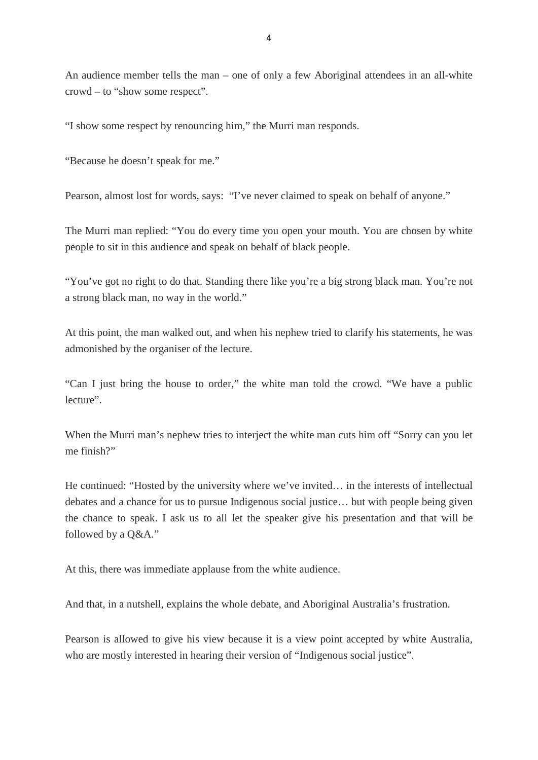An audience member tells the man – one of only a few Aboriginal attendees in an all-white crowd – to “show some respect”.

“I show some respect by renouncing him,” the Murri man responds.

“Because he doesn’t speak for me.”

Pearson, almost lost for words, says: “I’ve never claimed to speak on behalf of anyone.”

The Murri man replied: “You do every time you open your mouth. You are chosen by white people to sit in this audience and speak on behalf of black people.

“You’ve got no right to do that. Standing there like you’re a big strong black man. You’re not a strong black man, no way in the world.”

At this point, the man walked out, and when his nephew tried to clarify his statements, he was admonished by the organiser of the lecture.

“Can I just bring the house to order,” the white man told the crowd. “We have a public lecture”.

When the Murri man’s nephew tries to interject the white man cuts him off “Sorry can you let me finish?”

He continued: “Hosted by the university where we’ve invited… in the interests of intellectual debates and a chance for us to pursue Indigenous social justice… but with people being given the chance to speak. I ask us to all let the speaker give his presentation and that will be followed by a Q&A.”

At this, there was immediate applause from the white audience.

And that, in a nutshell, explains the whole debate, and Aboriginal Australia’s frustration.

Pearson is allowed to give his view because it is a view point accepted by white Australia, who are mostly interested in hearing their version of “Indigenous social justice”.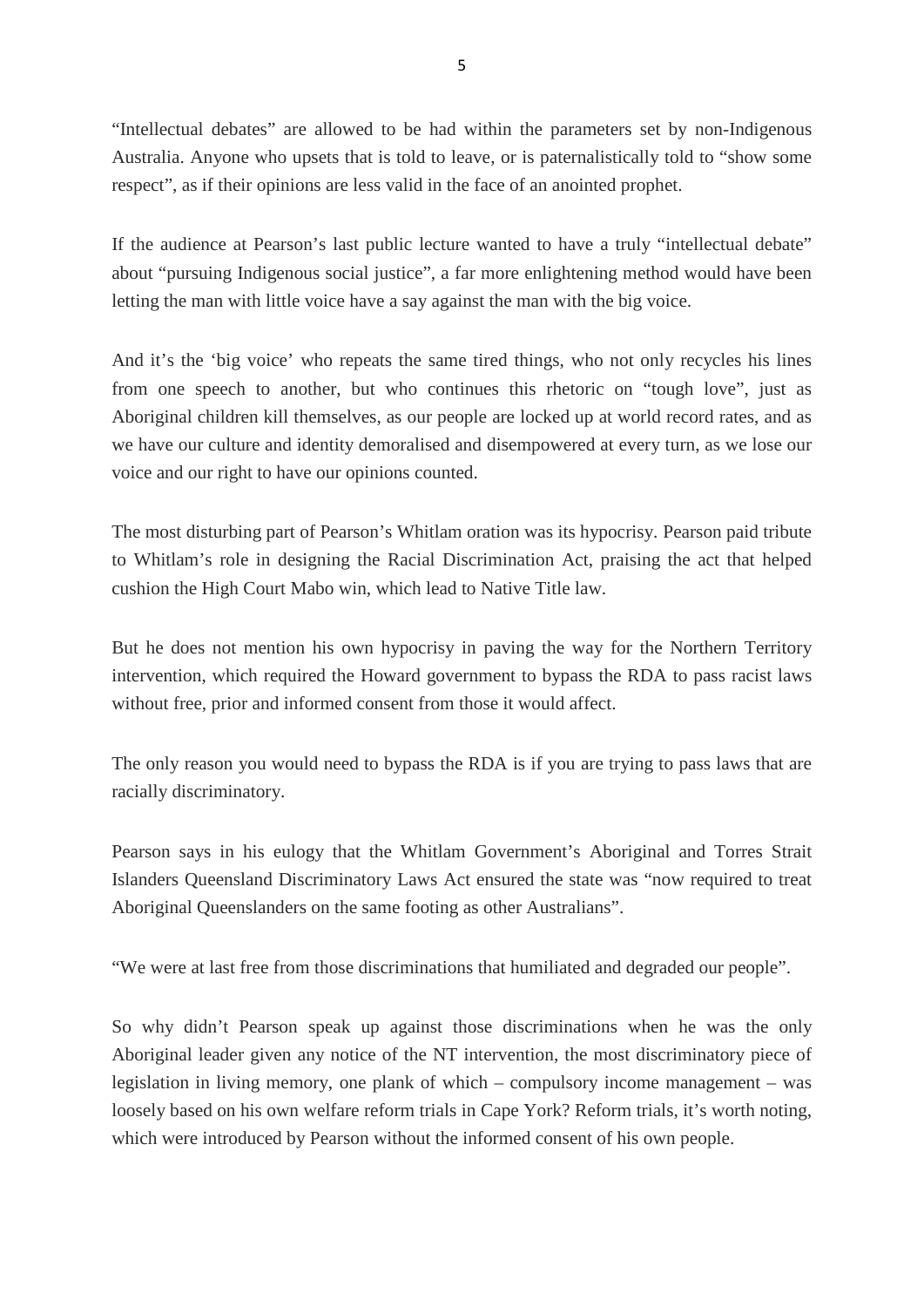"Intellectual debates" are allowed to be had within the parameters set by non-Indigenous Australia. Anyone who upsets that is told to leave, or is paternalistically told to "show some respect", as if their opinions are less valid in the face of an anointed prophet.

If the audience at Pearson's last public lecture wanted to have a truly "intellectual debate" about "pursuing Indigenous social justice", a far more enlightening method would have been letting the man with little voice have a say against the man with the big voice.

And it's the 'big voice' who repeats the same tired things, who not only recycles his lines from one speech to another, but who continues this rhetoric on "tough love", just as Aboriginal children kill themselves, as our people are locked up at world record rates, and as we have our culture and identity demoralised and disempowered at every turn, as we lose our voice and our right to have our opinions counted.

The most disturbing part of Pearson's Whitlam oration was its hypocrisy. Pearson paid tribute to Whitlam's role in designing the Racial Discrimination Act, praising the act that helped cushion the High Court Mabo win, which lead to Native Title law.

But he does not mention his own hypocrisy in paving the way for the Northern Territory intervention, which required the Howard government to bypass the RDA to pass racist laws without free, prior and informed consent from those it would affect.

The only reason you would need to bypass the RDA is if you are trying to pass laws that are racially discriminatory.

Pearson says in his eulogy that the Whitlam Government's Aboriginal and Torres Strait Islanders Queensland Discriminatory Laws Act ensured the state was "now required to treat Aboriginal Queenslanders on the same footing as other Australians".

"We were at last free from those discriminations that humiliated and degraded our people".

So why didn't Pearson speak up against those discriminations when he was the only Aboriginal leader given any notice of the NT intervention, the most discriminatory piece of legislation in living memory, one plank of which – compulsory income management – was loosely based on his own welfare reform trials in Cape York? Reform trials, it's worth noting, which were introduced by Pearson without the informed consent of his own people.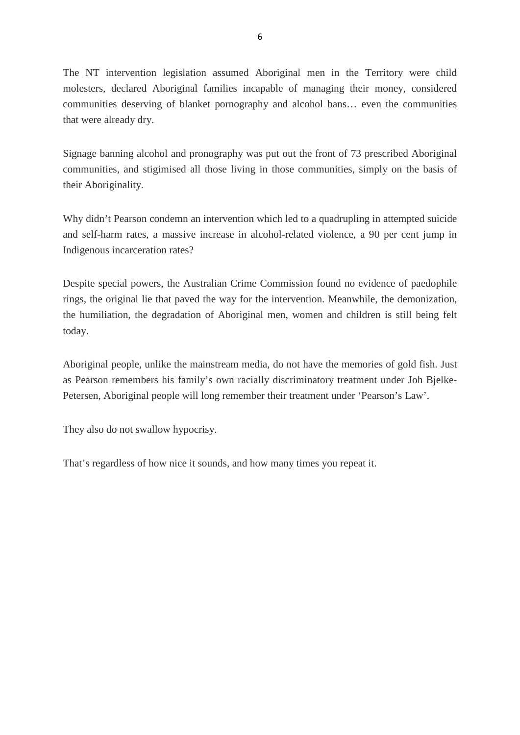The NT intervention legislation assumed Aboriginal men in the Territory were child molesters, declared Aboriginal families incapable of managing their money, considered communities deserving of blanket pornography and alcohol bans… even the communities that were already dry.

Signage banning alcohol and pronography was put out the front of 73 prescribed Aboriginal communities, and stigimised all those living in those communities, simply on the basis of their Aboriginality.

Why didn't Pearson condemn an intervention which led to a quadrupling in attempted suicide and self-harm rates, a massive increase in alcohol-related violence, a 90 per cent jump in Indigenous incarceration rates?

Despite special powers, the Australian Crime Commission found no evidence of paedophile rings, the original lie that paved the way for the intervention. Meanwhile, the demonization, the humiliation, the degradation of Aboriginal men, women and children is still being felt today.

Aboriginal people, unlike the mainstream media, do not have the memories of gold fish. Just as Pearson remembers his family's own racially discriminatory treatment under Joh Bjelke-Petersen, Aboriginal people will long remember their treatment under 'Pearson's Law'.

They also do not swallow hypocrisy.

That's regardless of how nice it sounds, and how many times you repeat it.